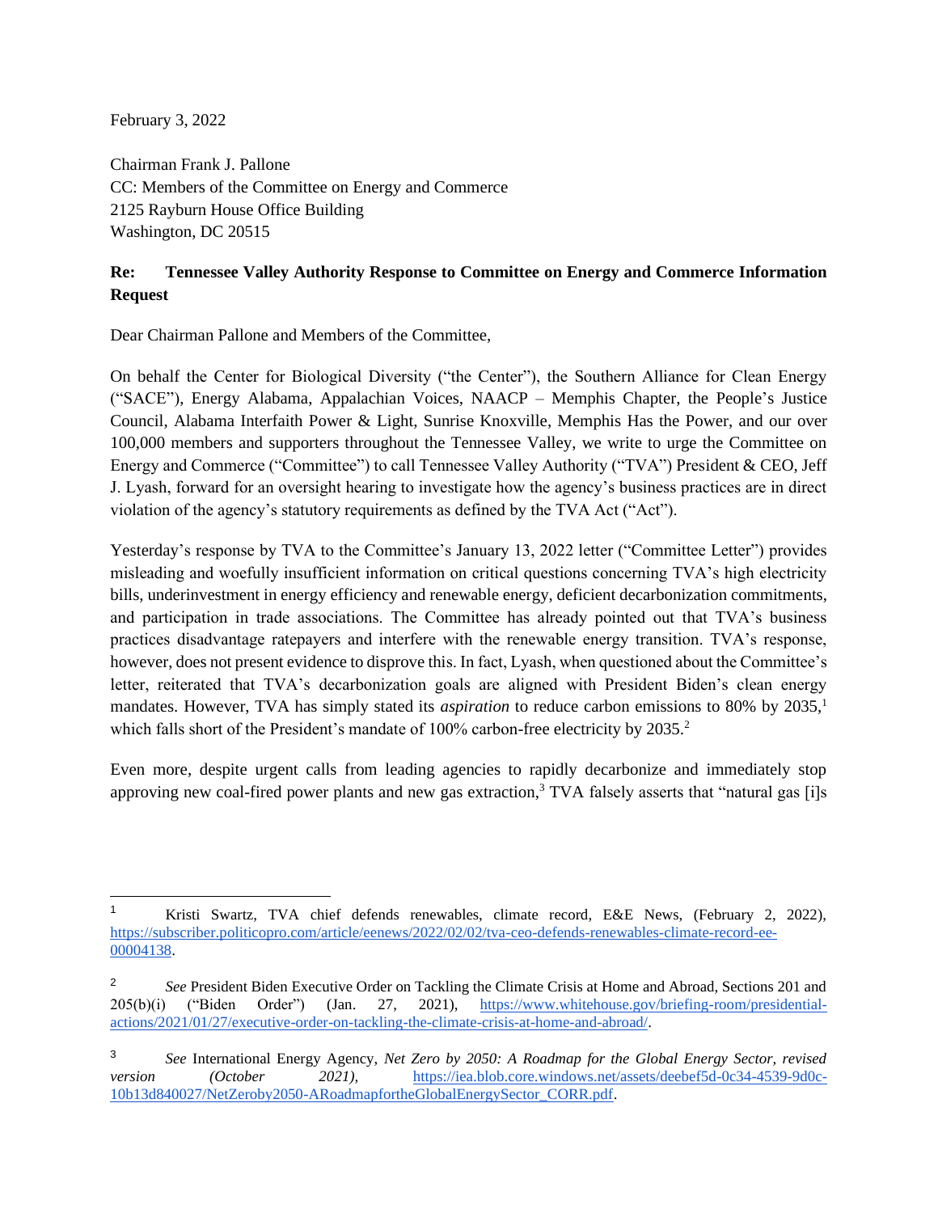February 3, 2022

Chairman Frank J. Pallone
CC: Members of the Committee on Energy and Commerce
2125 Rayburn House Office Building
Washington, DC 20515

**Re: Tennessee Valley Authority Response to Committee on Energy and Commerce Information Request**

Dear Chairman Pallone and Members of the Committee,

On behalf the Center for Biological Diversity ("the Center"), the Southern Alliance for Clean Energy ("SACE"), Energy Alabama, Appalachian Voices, NAACP – Memphis Chapter, the People's Justice Council, Alabama Interfaith Power & Light, Sunrise Knoxville, Memphis Has the Power, and our over 100,000 members and supporters throughout the Tennessee Valley, we write to urge the Committee on Energy and Commerce ("Committee") to call Tennessee Valley Authority ("TVA") President & CEO, Jeff J. Lyash, forward for an oversight hearing to investigate how the agency's business practices are in direct violation of the agency's statutory requirements as defined by the TVA Act ("Act").

Yesterday's response by TVA to the Committee's January 13, 2022 letter ("Committee Letter") provides misleading and woefully insufficient information on critical questions concerning TVA's high electricity bills, underinvestment in energy efficiency and renewable energy, deficient decarbonization commitments, and participation in trade associations. The Committee has already pointed out that TVA's business practices disadvantage ratepayers and interfere with the renewable energy transition. TVA's response, however, does not present evidence to disprove this. In fact, Lyash, when questioned about the Committee's letter, reiterated that TVA's decarbonization goals are aligned with President Biden's clean energy mandates. However, TVA has simply stated its *aspiration* to reduce carbon emissions to 80% by 2035,[1] which falls short of the President's mandate of 100% carbon-free electricity by 2035.[2]

Even more, despite urgent calls from leading agencies to rapidly decarbonize and immediately stop approving new coal-fired power plants and new gas extraction,[3] TVA falsely asserts that "natural gas [i]s

---

[1] Kristi Swartz, TVA chief defends renewables, climate record, E&E News, (February 2, 2022), https://subscriber.politicopro.com/article/eenews/2022/02/02/tva-ceo-defends-renewables-climate-record-ee-00004138.

[2] *See* President Biden Executive Order on Tackling the Climate Crisis at Home and Abroad, Sections 201 and 205(b)(i) ("Biden Order") (Jan. 27, 2021), https://www.whitehouse.gov/briefing-room/presidential-actions/2021/01/27/executive-order-on-tackling-the-climate-crisis-at-home-and-abroad/.

[3] *See* International Energy Agency, *Net Zero by 2050: A Roadmap for the Global Energy Sector, revised version (October 2021),* https://iea.blob.core.windows.net/assets/deebef5d-0c34-4539-9d0c-10b13d840027/NetZeroby2050-ARoadmapfortheGlobalEnergySector_CORR.pdf.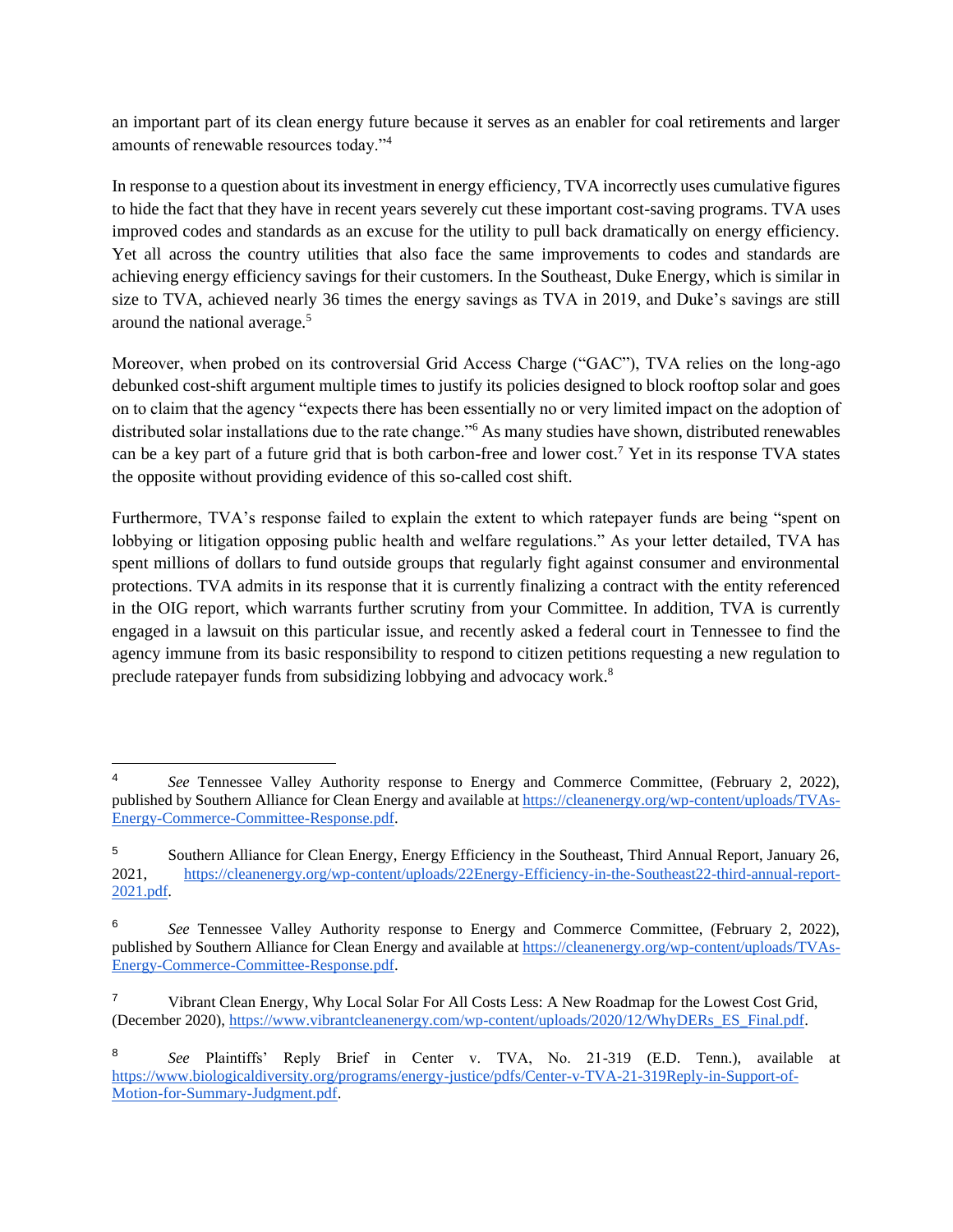an important part of its clean energy future because it serves as an enabler for coal retirements and larger amounts of renewable resources today."[4]

In response to a question about its investment in energy efficiency, TVA incorrectly uses cumulative figures to hide the fact that they have in recent years severely cut these important cost-saving programs. TVA uses improved codes and standards as an excuse for the utility to pull back dramatically on energy efficiency. Yet all across the country utilities that also face the same improvements to codes and standards are achieving energy efficiency savings for their customers. In the Southeast, Duke Energy, which is similar in size to TVA, achieved nearly 36 times the energy savings as TVA in 2019, and Duke's savings are still around the national average.[5]

Moreover, when probed on its controversial Grid Access Charge ("GAC"), TVA relies on the long-ago debunked cost-shift argument multiple times to justify its policies designed to block rooftop solar and goes on to claim that the agency "expects there has been essentially no or very limited impact on the adoption of distributed solar installations due to the rate change."[6] As many studies have shown, distributed renewables can be a key part of a future grid that is both carbon-free and lower cost.[7] Yet in its response TVA states the opposite without providing evidence of this so-called cost shift.

Furthermore, TVA's response failed to explain the extent to which ratepayer funds are being "spent on lobbying or litigation opposing public health and welfare regulations." As your letter detailed, TVA has spent millions of dollars to fund outside groups that regularly fight against consumer and environmental protections. TVA admits in its response that it is currently finalizing a contract with the entity referenced in the OIG report, which warrants further scrutiny from your Committee. In addition, TVA is currently engaged in a lawsuit on this particular issue, and recently asked a federal court in Tennessee to find the agency immune from its basic responsibility to respond to citizen petitions requesting a new regulation to preclude ratepayer funds from subsidizing lobbying and advocacy work.[8]

---

[4] *See* Tennessee Valley Authority response to Energy and Commerce Committee, (February 2, 2022), published by Southern Alliance for Clean Energy and available at https://cleanenergy.org/wp-content/uploads/TVAs-Energy-Commerce-Committee-Response.pdf.

[5] Southern Alliance for Clean Energy, Energy Efficiency in the Southeast, Third Annual Report, January 26, 2021, https://cleanenergy.org/wp-content/uploads/22Energy-Efficiency-in-the-Southeast22-third-annual-report-2021.pdf.

[6] *See* Tennessee Valley Authority response to Energy and Commerce Committee, (February 2, 2022), published by Southern Alliance for Clean Energy and available at https://cleanenergy.org/wp-content/uploads/TVAs-Energy-Commerce-Committee-Response.pdf.

[7] Vibrant Clean Energy, Why Local Solar For All Costs Less: A New Roadmap for the Lowest Cost Grid, (December 2020), https://www.vibrantcleanenergy.com/wp-content/uploads/2020/12/WhyDERs_ES_Final.pdf.

[8] *See* Plaintiffs' Reply Brief in Center v. TVA, No. 21-319 (E.D. Tenn.), available at https://www.biologicaldiversity.org/programs/energy-justice/pdfs/Center-v-TVA-21-319Reply-in-Support-of-Motion-for-Summary-Judgment.pdf.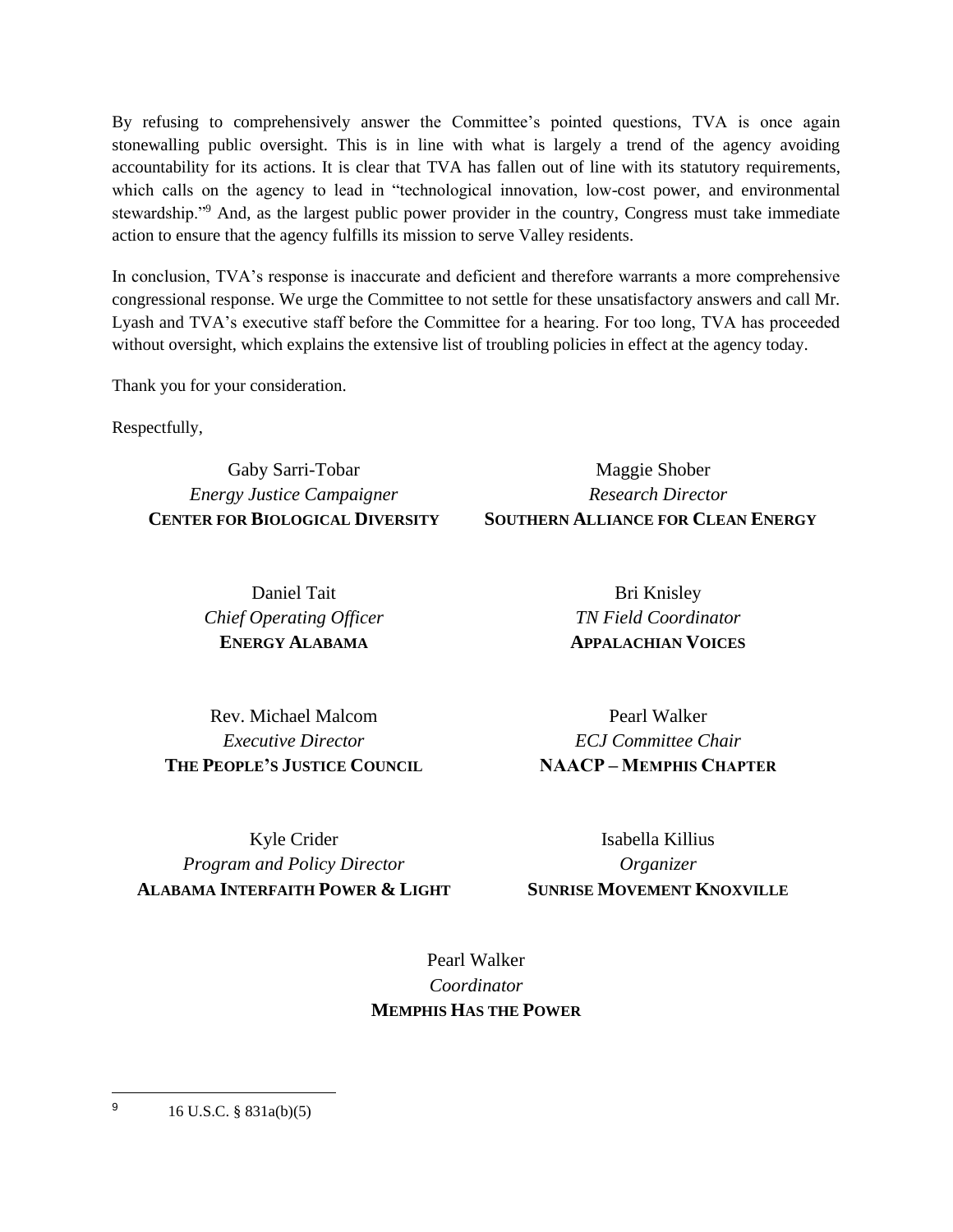By refusing to comprehensively answer the Committee's pointed questions, TVA is once again stonewalling public oversight. This is in line with what is largely a trend of the agency avoiding accountability for its actions. It is clear that TVA has fallen out of line with its statutory requirements, which calls on the agency to lead in "technological innovation, low-cost power, and environmental stewardship."[9] And, as the largest public power provider in the country, Congress must take immediate action to ensure that the agency fulfills its mission to serve Valley residents.

In conclusion, TVA's response is inaccurate and deficient and therefore warrants a more comprehensive congressional response. We urge the Committee to not settle for these unsatisfactory answers and call Mr. Lyash and TVA's executive staff before the Committee for a hearing. For too long, TVA has proceeded without oversight, which explains the extensive list of troubling policies in effect at the agency today.

Thank you for your consideration.

Respectfully,

Gaby Sarri-Tobar
*Energy Justice Campaigner*
**CENTER FOR BIOLOGICAL DIVERSITY**

Maggie Shober
*Research Director*
**SOUTHERN ALLIANCE FOR CLEAN ENERGY**

Daniel Tait
*Chief Operating Officer*
**ENERGY ALABAMA**

Bri Knisley
*TN Field Coordinator*
**APPALACHIAN VOICES**

Rev. Michael Malcom
*Executive Director*
**THE PEOPLE'S JUSTICE COUNCIL**

Pearl Walker
*ECJ Committee Chair*
**NAACP – MEMPHIS CHAPTER**

Kyle Crider
*Program and Policy Director*
**ALABAMA INTERFAITH POWER & LIGHT**

Isabella Killius
*Organizer*
**SUNRISE MOVEMENT KNOXVILLE**

Pearl Walker
*Coordinator*
**MEMPHIS HAS THE POWER**

---

[9] 16 U.S.C. § 831a(b)(5)